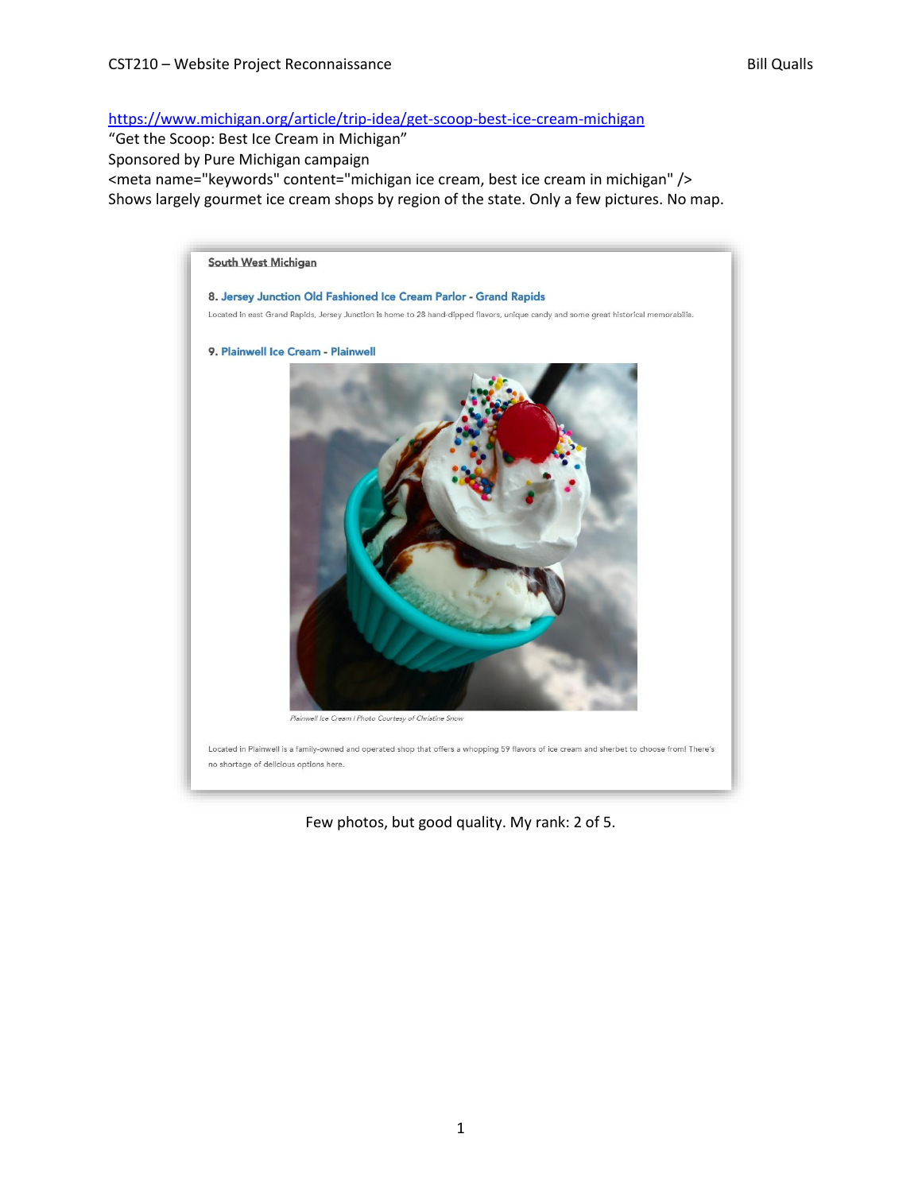https://www.michigan.org/article/trip-idea/get-scoop-best-ice-cream-michigan

"Get the Scoop: Best Ice Cream in Michigan"

Sponsored by Pure Michigan campaign

```
<meta name="keywords" content="michigan ice cream, best ice cream in michigan" />
```

Shows largely gourmet ice cream shops by region of the state. Only a few pictures. No map.

South West Michigan

**8. Jersey Junction Old Fashioned Ice Cream Parlor - Grand Rapids**

Located in east Grand Rapids, Jersey Junction is home to 28 hand-dipped flavors, unique candy and some great historical memorabilia.

**9. Plainwell Ice Cream - Plainwell**

*Plainwell Ice Cream | Photo Courtesy of Christine Snow*

Located in Plainwell is a family-owned and operated shop that offers a whopping 59 flavors of ice cream and sherbet to choose from! There's no shortage of delicious options here.

Few photos, but good quality. My rank: 2 of 5.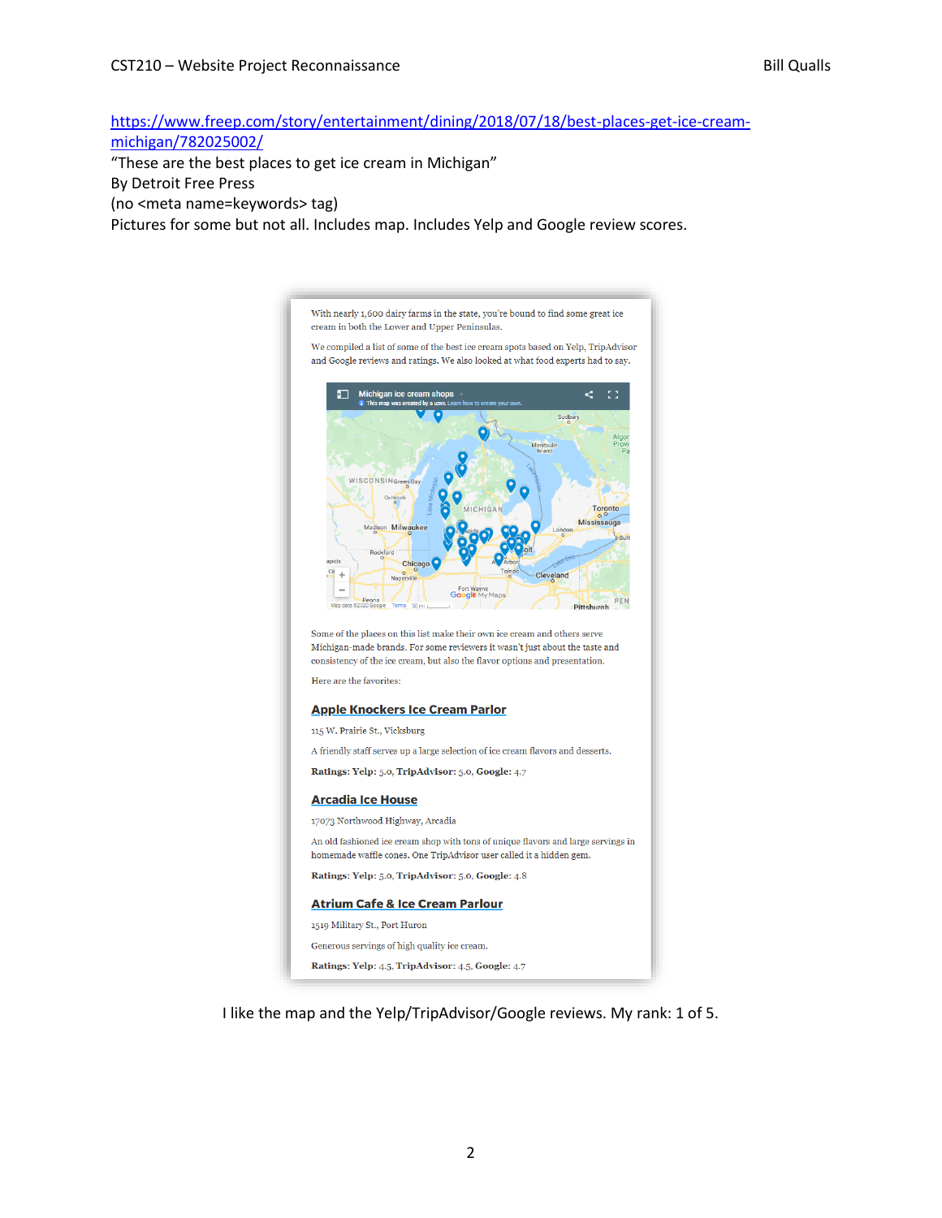https://www.freep.com/story/entertainment/dining/2018/07/18/best-places-get-ice-cream-michigan/782025002/

"These are the best places to get ice cream in Michigan"

By Detroit Free Press

(no <meta name=keywords> tag)

Pictures for some but not all. Includes map. Includes Yelp and Google review scores.

With nearly 1,600 dairy farms in the state, you're bound to find some great ice cream in both the Lower and Upper Peninsulas.

We compiled a list of some of the best ice cream spots based on Yelp, TripAdvisor and Google reviews and ratings. We also looked at what food experts had to say.

Michigan ice cream shops

This map was created by a user. Learn how to create your own.

Some of the places on this list make their own ice cream and others serve Michigan-made brands. For some reviewers it wasn't just about the taste and consistency of the ice cream, but also the flavor options and presentation.

Here are the favorites:

**Apple Knockers Ice Cream Parlor**

115 W. Prairie St., Vicksburg

A friendly staff serves up a large selection of ice cream flavors and desserts.

**Ratings: Yelp:** 5.0, **TripAdvisor:** 5.0, **Google:** 4.7

**Arcadia Ice House**

17073 Northwood Highway, Arcadia

An old fashioned ice cream shop with tons of unique flavors and large servings in homemade waffle cones. One TripAdvisor user called it a hidden gem.

**Ratings: Yelp:** 5.0, **TripAdvisor:** 5.0, **Google:** 4.8

**Atrium Cafe & Ice Cream Parlour**

1519 Military St., Port Huron

Generous servings of high quality ice cream.

**Ratings: Yelp:** 4.5, **TripAdvisor:** 4.5, **Google:** 4.7

I like the map and the Yelp/TripAdvisor/Google reviews. My rank: 1 of 5.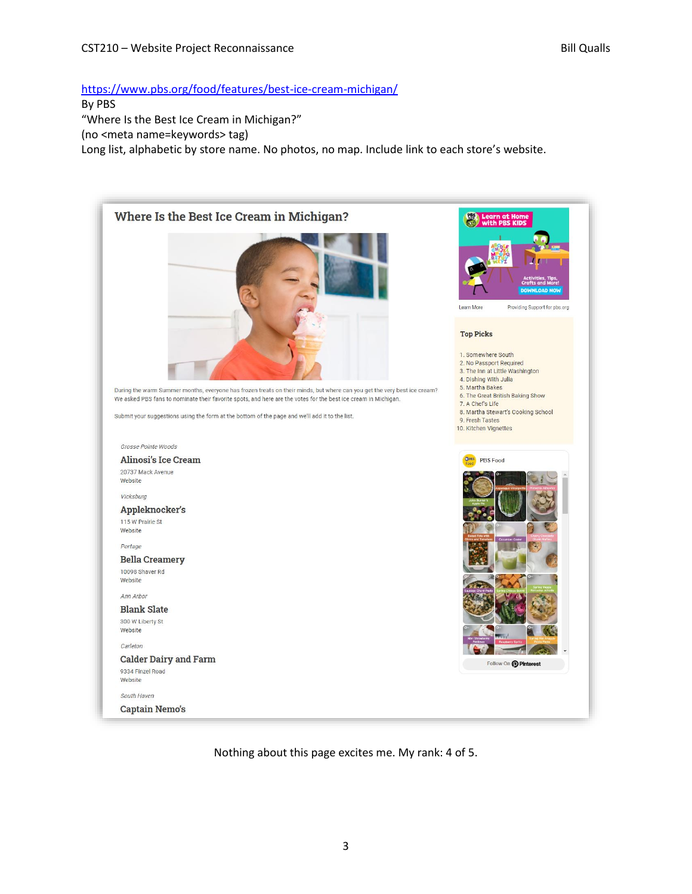https://www.pbs.org/food/features/best-ice-cream-michigan/
By PBS
"Where Is the Best Ice Cream in Michigan?"
(no <meta name=keywords> tag)
Long list, alphabetic by store name. No photos, no map. Include link to each store's website.

## Where Is the Best Ice Cream in Michigan?

During the warm Summer months, everyone has frozen treats on their minds, but where can you get the very best ice cream? We asked PBS fans to nominate their favorite spots, and here are the votes for the best ice cream in Michigan.

Submit your suggestions using the form at the bottom of the page and we'll add it to the list.

*Grosse Pointe Woods*
**Alinosi's Ice Cream**
20737 Mack Avenue
Website

*Vicksburg*
**Appleknocker's**
115 W Prairie St
Website

*Portage*
**Bella Creamery**
10098 Shaver Rd
Website

*Ann Arbor*
**Blank Slate**
300 W Liberty St
Website

*Carleton*
**Calder Dairy and Farm**
9334 Finzel Road
Website

*South Haven*
**Captain Nemo's**

Learn at Home with PBS KIDS
Activities, Tips, Crafts and More!
DOWNLOAD NOW
Learn More — Providing Support for pbs.org

**Top Picks**

1. Somewhere South
2. No Passport Required
3. The Inn at Little Washington
4. Dishing With Julia
5. Martha Bakes
6. The Great British Baking Show
7. A Chef's Life
8. Martha Stewart's Cooking School
9. Fresh Tastes
10. Kitchen Vignettes

PBS Food
Follow On Pinterest

Nothing about this page excites me. My rank: 4 of 5.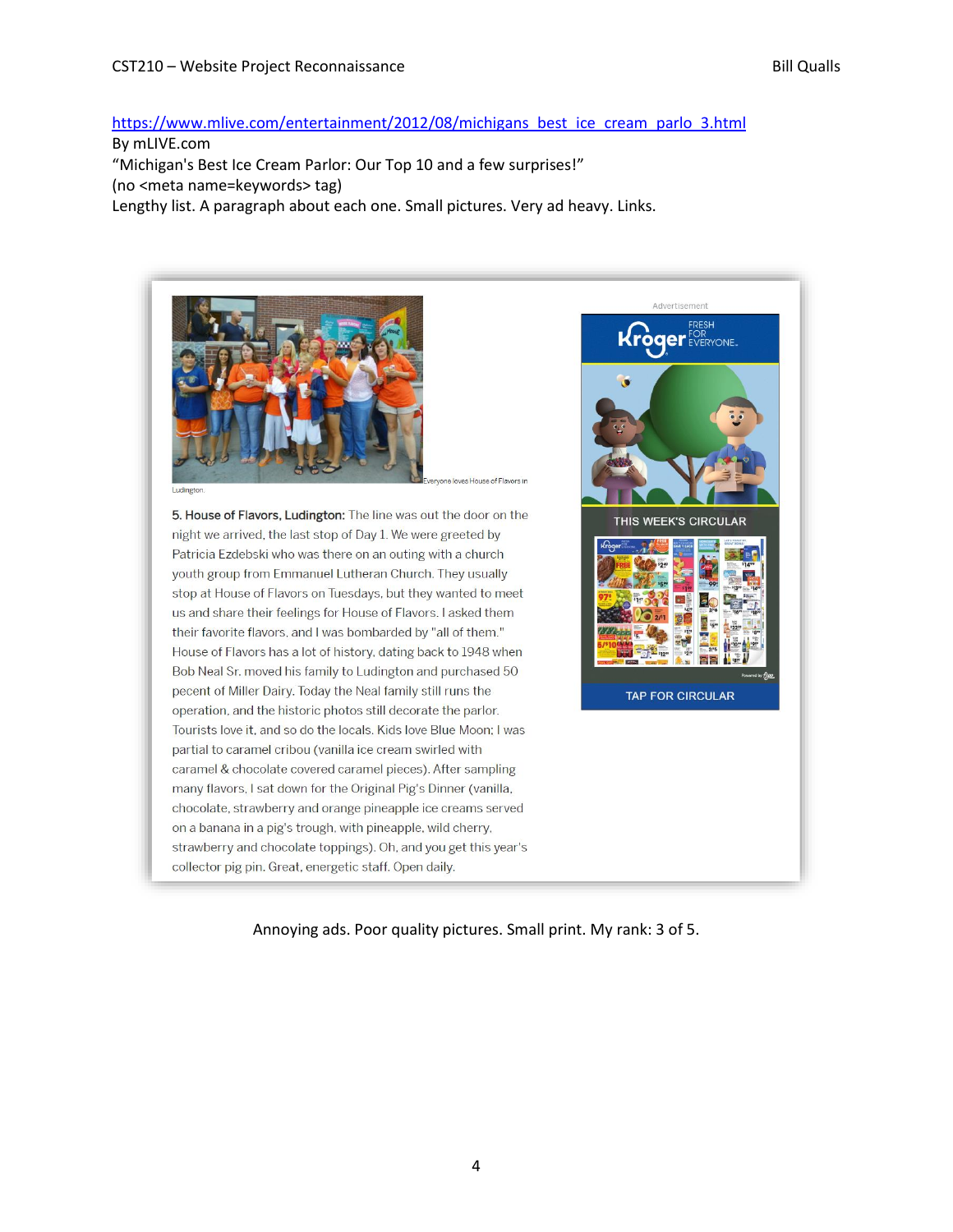https://www.mlive.com/entertainment/2012/08/michigans_best_ice_cream_parlo_3.html
By mLIVE.com
"Michigan's Best Ice Cream Parlor: Our Top 10 and a few surprises!"
(no <meta name=keywords> tag)
Lengthy list. A paragraph about each one. Small pictures. Very ad heavy. Links.

Everyone loves House of Flavors in Ludington.

5. House of Flavors, Ludington: The line was out the door on the night we arrived, the last stop of Day 1. We were greeted by Patricia Ezdebski who was there on an outing with a church youth group from Emmanuel Lutheran Church. They usually stop at House of Flavors on Tuesdays, but they wanted to meet us and share their feelings for House of Flavors. I asked them their favorite flavors, and I was bombarded by "all of them." House of Flavors has a lot of history, dating back to 1948 when Bob Neal Sr. moved his family to Ludington and purchased 50 pecent of Miller Dairy. Today the Neal family still runs the operation, and the historic photos still decorate the parlor. Tourists love it, and so do the locals. Kids love Blue Moon; I was partial to caramel cribou (vanilla ice cream swirled with caramel & chocolate covered caramel pieces). After sampling many flavors, I sat down for the Original Pig's Dinner (vanilla, chocolate, strawberry and orange pineapple ice creams served on a banana in a pig's trough, with pineapple, wild cherry, strawberry and chocolate toppings). Oh, and you get this year's collector pig pin. Great, energetic staff. Open daily.

Advertisement

Kroger FRESH FOR EVERYONE.

THIS WEEK'S CIRCULAR

TAP FOR CIRCULAR

Annoying ads. Poor quality pictures. Small print. My rank: 3 of 5.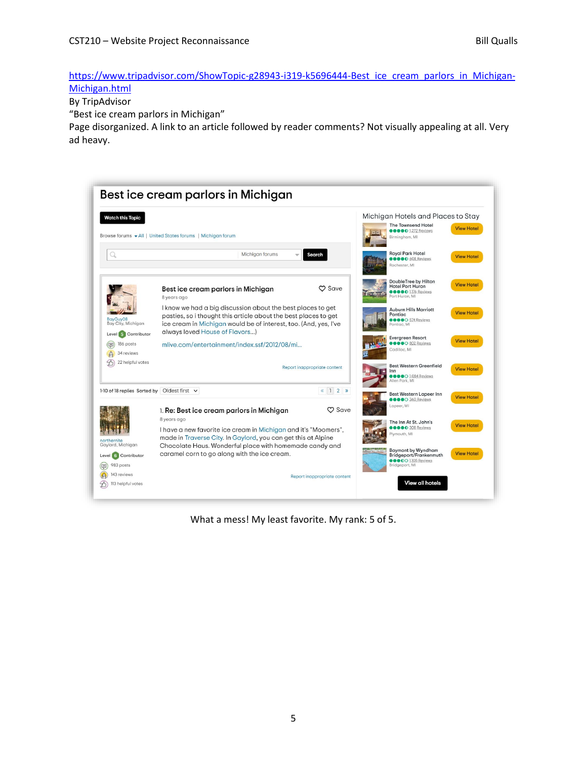https://www.tripadvisor.com/ShowTopic-g28943-i319-k5696444-Best_ice_cream_parlors_in_Michigan-Michigan.html

By TripAdvisor

"Best ice cream parlors in Michigan"

Page disorganized. A link to an article followed by reader comments? Not visually appealing at all. Very ad heavy.

What a mess! My least favorite. My rank: 5 of 5.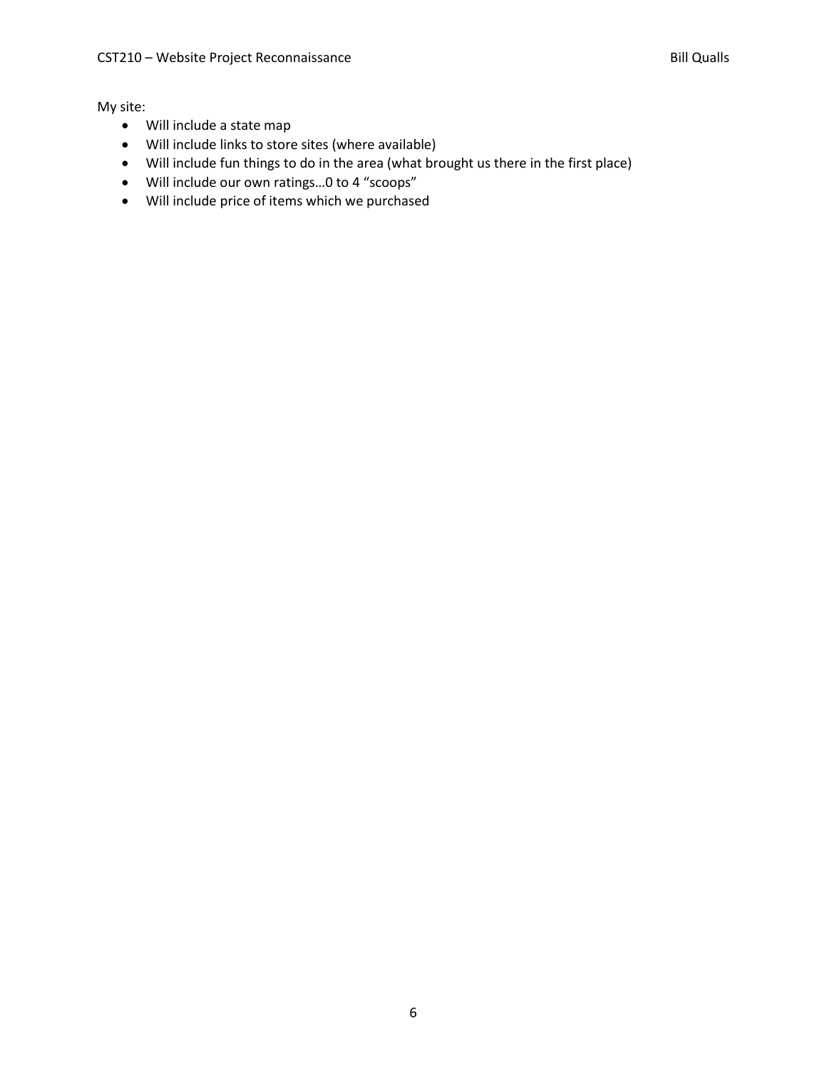My site:

- Will include a state map
- Will include links to store sites (where available)
- Will include fun things to do in the area (what brought us there in the first place)
- Will include our own ratings…0 to 4 “scoops”
- Will include price of items which we purchased